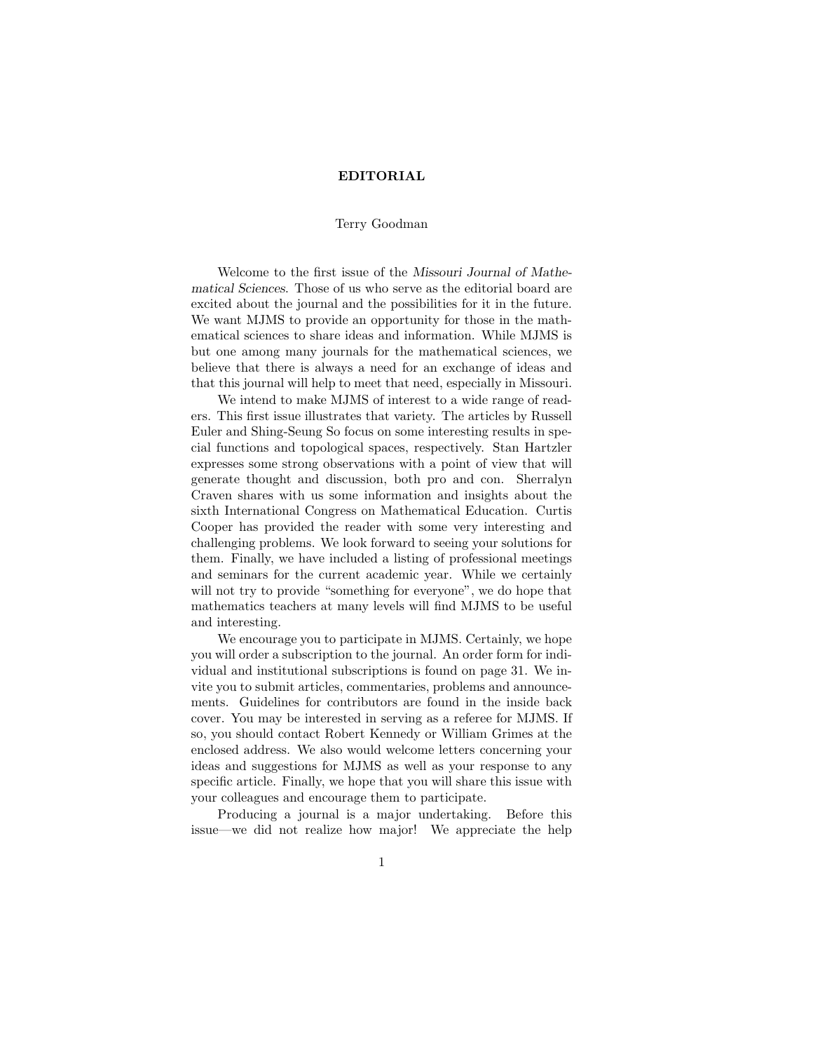# EDITORIAL

Terry Goodman

Welcome to the first issue of the *Missouri Journal of Mathematical Sciences*. Those of us who serve as the editorial board are excited about the journal and the possibilities for it in the future. We want MJMS to provide an opportunity for those in the mathematical sciences to share ideas and information. While MJMS is but one among many journals for the mathematical sciences, we believe that there is always a need for an exchange of ideas and that this journal will help to meet that need, especially in Missouri.

We intend to make MJMS of interest to a wide range of readers. This first issue illustrates that variety. The articles by Russell Euler and Shing-Seung So focus on some interesting results in special functions and topological spaces, respectively. Stan Hartzler expresses some strong observations with a point of view that will generate thought and discussion, both pro and con. Sherralyn Craven shares with us some information and insights about the sixth International Congress on Mathematical Education. Curtis Cooper has provided the reader with some very interesting and challenging problems. We look forward to seeing your solutions for them. Finally, we have included a listing of professional meetings and seminars for the current academic year. While we certainly will not try to provide "something for everyone", we do hope that mathematics teachers at many levels will find MJMS to be useful and interesting.

We encourage you to participate in MJMS. Certainly, we hope you will order a subscription to the journal. An order form for individual and institutional subscriptions is found on page 31. We invite you to submit articles, commentaries, problems and announcements. Guidelines for contributors are found in the inside back cover. You may be interested in serving as a referee for MJMS. If so, you should contact Robert Kennedy or William Grimes at the enclosed address. We also would welcome letters concerning your ideas and suggestions for MJMS as well as your response to any specific article. Finally, we hope that you will share this issue with your colleagues and encourage them to participate.

Producing a journal is a major undertaking. Before this issue—we did not realize how major! We appreciate the help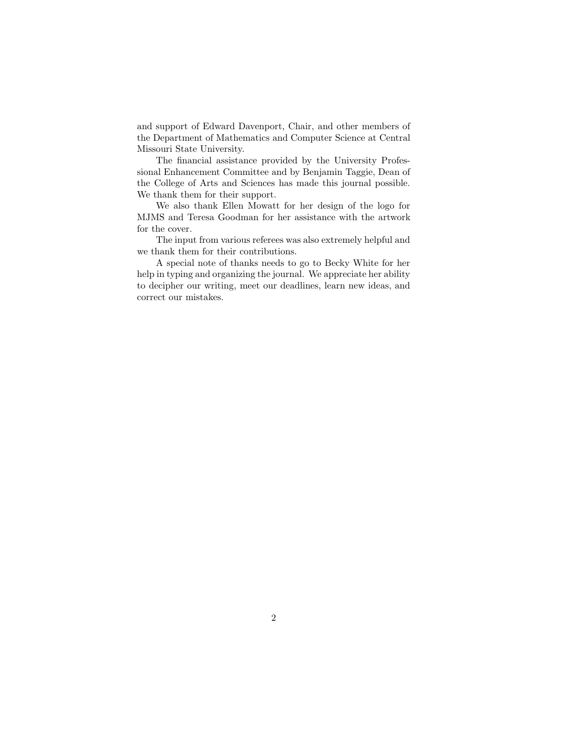and support of Edward Davenport, Chair, and other members of the Department of Mathematics and Computer Science at Central Missouri State University.

The financial assistance provided by the University Professional Enhancement Committee and by Benjamin Taggie, Dean of the College of Arts and Sciences has made this journal possible. We thank them for their support.

We also thank Ellen Mowatt for her design of the logo for MJMS and Teresa Goodman for her assistance with the artwork for the cover.

The input from various referees was also extremely helpful and we thank them for their contributions.

A special note of thanks needs to go to Becky White for her help in typing and organizing the journal. We appreciate her ability to decipher our writing, meet our deadlines, learn new ideas, and correct our mistakes.